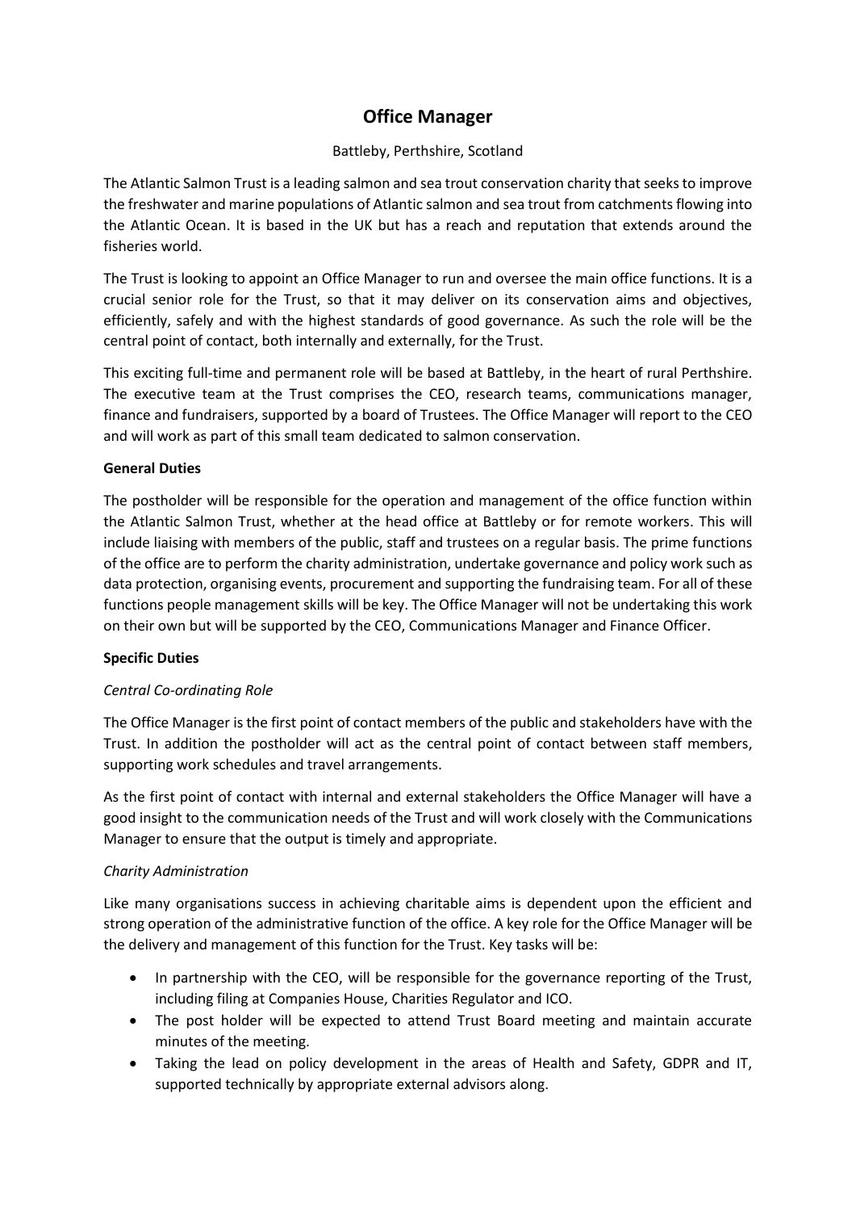# Office Manager

Battleby, Perthshire, Scotland

The Atlantic Salmon Trust is a leading salmon and sea trout conservation charity that seeks to improve the freshwater and marine populations of Atlantic salmon and sea trout from catchments flowing into the Atlantic Ocean. It is based in the UK but has a reach and reputation that extends around the fisheries world.

The Trust is looking to appoint an Office Manager to run and oversee the main office functions. It is a crucial senior role for the Trust, so that it may deliver on its conservation aims and objectives, efficiently, safely and with the highest standards of good governance. As such the role will be the central point of contact, both internally and externally, for the Trust.

This exciting full-time and permanent role will be based at Battleby, in the heart of rural Perthshire. The executive team at the Trust comprises the CEO, research teams, communications manager, finance and fundraisers, supported by a board of Trustees. The Office Manager will report to the CEO and will work as part of this small team dedicated to salmon conservation.

**General Duties**

The postholder will be responsible for the operation and management of the office function within the Atlantic Salmon Trust, whether at the head office at Battleby or for remote workers. This will include liaising with members of the public, staff and trustees on a regular basis. The prime functions of the office are to perform the charity administration, undertake governance and policy work such as data protection, organising events, procurement and supporting the fundraising team. For all of these functions people management skills will be key. The Office Manager will not be undertaking this work on their own but will be supported by the CEO, Communications Manager and Finance Officer.

**Specific Duties**

*Central Co-ordinating Role*

The Office Manager is the first point of contact members of the public and stakeholders have with the Trust. In addition the postholder will act as the central point of contact between staff members, supporting work schedules and travel arrangements.

As the first point of contact with internal and external stakeholders the Office Manager will have a good insight to the communication needs of the Trust and will work closely with the Communications Manager to ensure that the output is timely and appropriate.

*Charity Administration*

Like many organisations success in achieving charitable aims is dependent upon the efficient and strong operation of the administrative function of the office. A key role for the Office Manager will be the delivery and management of this function for the Trust. Key tasks will be:

- In partnership with the CEO, will be responsible for the governance reporting of the Trust, including filing at Companies House, Charities Regulator and ICO.
- The post holder will be expected to attend Trust Board meeting and maintain accurate minutes of the meeting.
- Taking the lead on policy development in the areas of Health and Safety, GDPR and IT, supported technically by appropriate external advisors along.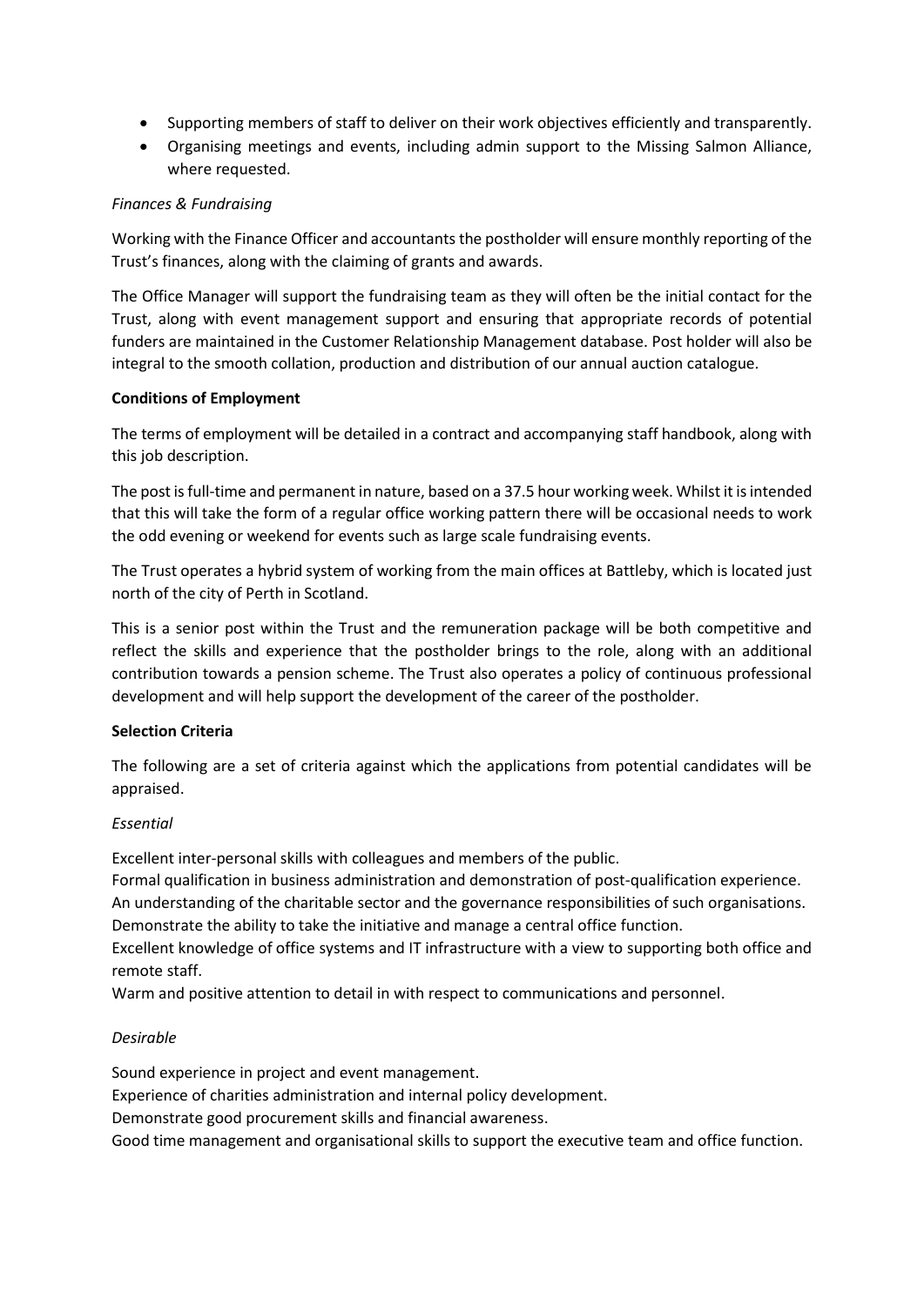- Supporting members of staff to deliver on their work objectives efficiently and transparently.
- Organising meetings and events, including admin support to the Missing Salmon Alliance, where requested.

*Finances & Fundraising*

Working with the Finance Officer and accountants the postholder will ensure monthly reporting of the Trust's finances, along with the claiming of grants and awards.

The Office Manager will support the fundraising team as they will often be the initial contact for the Trust, along with event management support and ensuring that appropriate records of potential funders are maintained in the Customer Relationship Management database. Post holder will also be integral to the smooth collation, production and distribution of our annual auction catalogue.

**Conditions of Employment**

The terms of employment will be detailed in a contract and accompanying staff handbook, along with this job description.

The post is full-time and permanent in nature, based on a 37.5 hour working week. Whilst it is intended that this will take the form of a regular office working pattern there will be occasional needs to work the odd evening or weekend for events such as large scale fundraising events.

The Trust operates a hybrid system of working from the main offices at Battleby, which is located just north of the city of Perth in Scotland.

This is a senior post within the Trust and the remuneration package will be both competitive and reflect the skills and experience that the postholder brings to the role, along with an additional contribution towards a pension scheme. The Trust also operates a policy of continuous professional development and will help support the development of the career of the postholder.

**Selection Criteria**

The following are a set of criteria against which the applications from potential candidates will be appraised.

*Essential*

Excellent inter-personal skills with colleagues and members of the public.
Formal qualification in business administration and demonstration of post-qualification experience.
An understanding of the charitable sector and the governance responsibilities of such organisations.
Demonstrate the ability to take the initiative and manage a central office function.
Excellent knowledge of office systems and IT infrastructure with a view to supporting both office and remote staff.
Warm and positive attention to detail in with respect to communications and personnel.

*Desirable*

Sound experience in project and event management.
Experience of charities administration and internal policy development.
Demonstrate good procurement skills and financial awareness.
Good time management and organisational skills to support the executive team and office function.